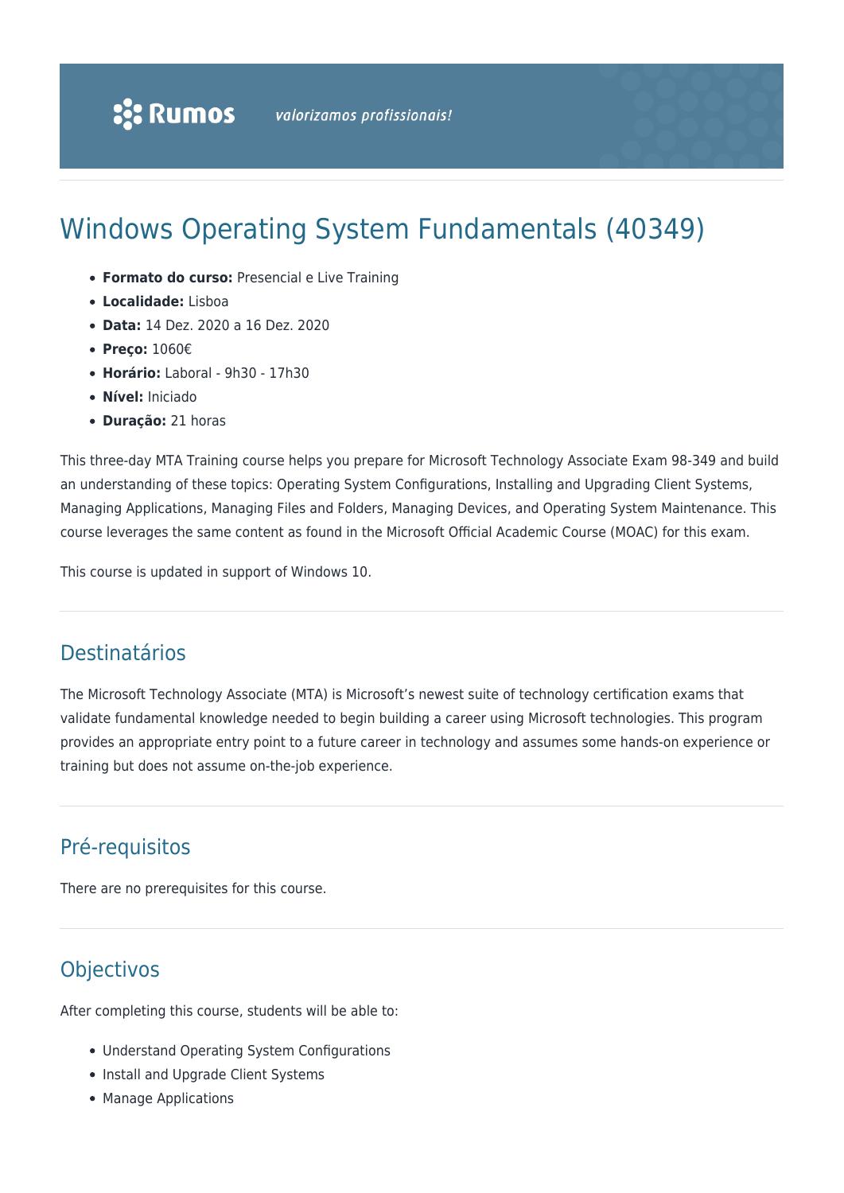Rumos *valorizamos profissionais!*

# Windows Operating System Fundamentals (40349)

- **Formato do curso:** Presencial e Live Training
- **Localidade:** Lisboa
- **Data:** 14 Dez. 2020 a 16 Dez. 2020
- **Preço:** 1060€
- **Horário:** Laboral - 9h30 - 17h30
- **Nível:** Iniciado
- **Duração:** 21 horas

This three-day MTA Training course helps you prepare for Microsoft Technology Associate Exam 98-349 and build an understanding of these topics: Operating System Configurations, Installing and Upgrading Client Systems, Managing Applications, Managing Files and Folders, Managing Devices, and Operating System Maintenance. This course leverages the same content as found in the Microsoft Official Academic Course (MOAC) for this exam.

This course is updated in support of Windows 10.

## Destinatários

The Microsoft Technology Associate (MTA) is Microsoft's newest suite of technology certification exams that validate fundamental knowledge needed to begin building a career using Microsoft technologies. This program provides an appropriate entry point to a future career in technology and assumes some hands-on experience or training but does not assume on-the-job experience.

## Pré-requisitos

There are no prerequisites for this course.

## Objectivos

After completing this course, students will be able to:

- Understand Operating System Configurations
- Install and Upgrade Client Systems
- Manage Applications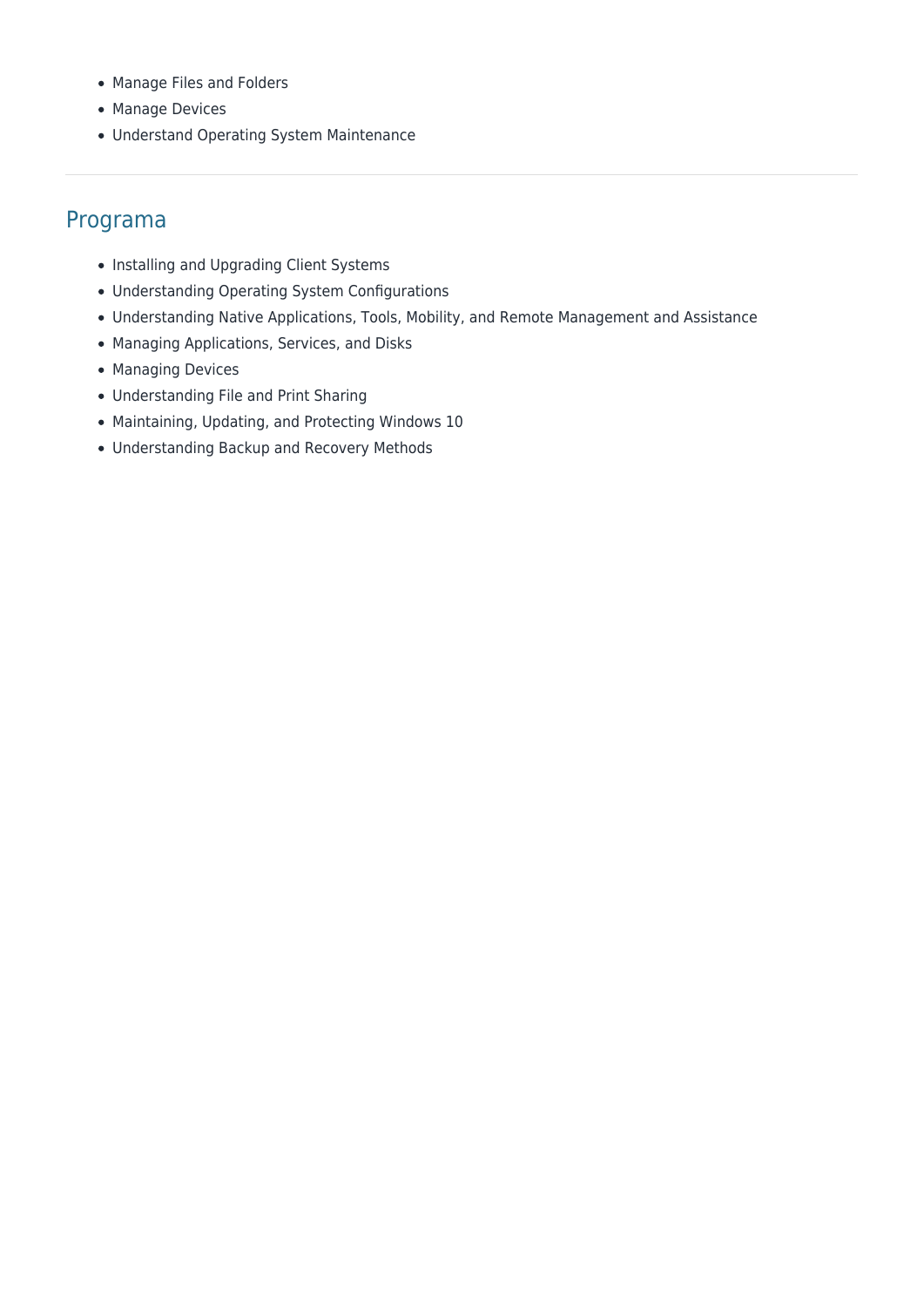- Manage Files and Folders
- Manage Devices
- Understand Operating System Maintenance

## Programa

- Installing and Upgrading Client Systems
- Understanding Operating System Configurations
- Understanding Native Applications, Tools, Mobility, and Remote Management and Assistance
- Managing Applications, Services, and Disks
- Managing Devices
- Understanding File and Print Sharing
- Maintaining, Updating, and Protecting Windows 10
- Understanding Backup and Recovery Methods